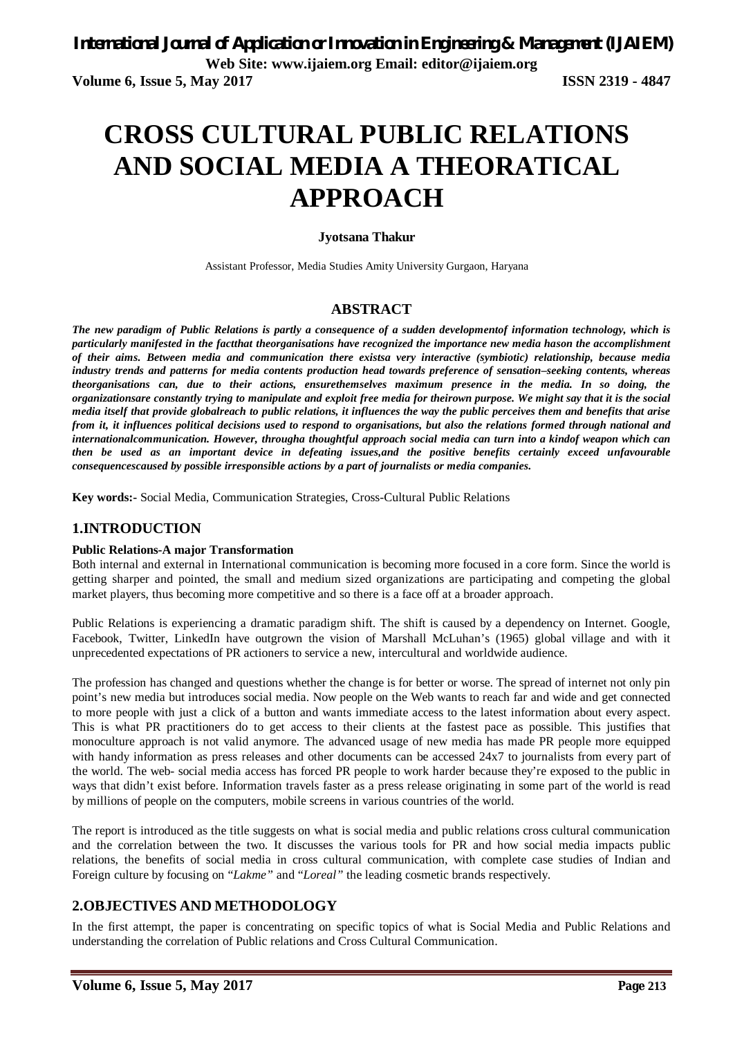// Header omitted (journal metadata). Title, etc.

# CROSS CULTURAL PUBLIC RELATIONS AND SOCIAL MEDIA A THEORATICAL APPROACH

**Jyotsana Thakur**

Assistant Professor, Media Studies Amity University Gurgaon, Haryana

## ABSTRACT

***The new paradigm of Public Relations is partly a consequence of a sudden developmentof information technology, which is particularly manifested in the factthat theorganisations have recognized the importance new media hason the accomplishment of their aims. Between media and communication there existsa very interactive (symbiotic) relationship, because media industry trends and patterns for media contents production head towards preference of sensation–seeking contents, whereas theorganisations can, due to their actions, ensurethemselves maximum presence in the media. In so doing, the organizationsare constantly trying to manipulate and exploit free media for theirown purpose. We might say that it is the social media itself that provide globalreach to public relations, it influences the way the public perceives them and benefits that arise from it, it influences political decisions used to respond to organisations, but also the relations formed through national and internationalcommunication. However, througha thoughtful approach social media can turn into a kindof weapon which can then be used as an important device in defeating issues,and the positive benefits certainly exceed unfavourable consequencescaused by possible irresponsible actions by a part of journalists or media companies.***

**Key words:-** Social Media, Communication Strategies, Cross-Cultural Public Relations

## 1.INTRODUCTION

**Public Relations-A major Transformation**

Both internal and external in International communication is becoming more focused in a core form. Since the world is getting sharper and pointed, the small and medium sized organizations are participating and competing the global market players, thus becoming more competitive and so there is a face off at a broader approach.

Public Relations is experiencing a dramatic paradigm shift. The shift is caused by a dependency on Internet. Google, Facebook, Twitter, LinkedIn have outgrown the vision of Marshall McLuhan's (1965) global village and with it unprecedented expectations of PR actioners to service a new, intercultural and worldwide audience.

The profession has changed and questions whether the change is for better or worse. The spread of internet not only pin point's new media but introduces social media. Now people on the Web wants to reach far and wide and get connected to more people with just a click of a button and wants immediate access to the latest information about every aspect. This is what PR practitioners do to get access to their clients at the fastest pace as possible. This justifies that monoculture approach is not valid anymore. The advanced usage of new media has made PR people more equipped with handy information as press releases and other documents can be accessed 24x7 to journalists from every part of the world. The web- social media access has forced PR people to work harder because they're exposed to the public in ways that didn't exist before. Information travels faster as a press release originating in some part of the world is read by millions of people on the computers, mobile screens in various countries of the world.

The report is introduced as the title suggests on what is social media and public relations cross cultural communication and the correlation between the two. It discusses the various tools for PR and how social media impacts public relations, the benefits of social media in cross cultural communication, with complete case studies of Indian and Foreign culture by focusing on "*Lakme"* and "*Loreal"* the leading cosmetic brands respectively.

## 2.OBJECTIVES AND METHODOLOGY

In the first attempt, the paper is concentrating on specific topics of what is Social Media and Public Relations and understanding the correlation of Public relations and Cross Cultural Communication.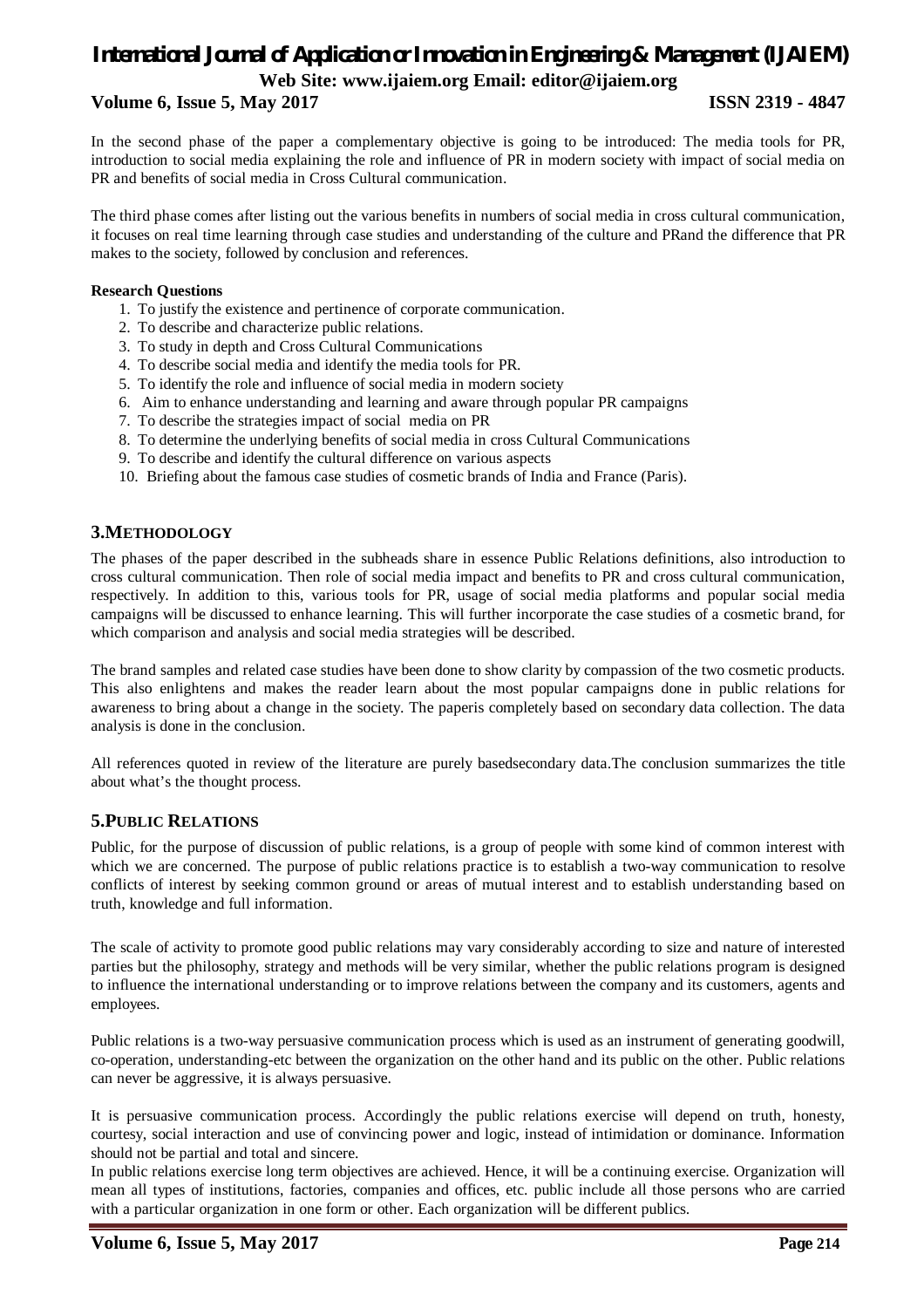In the second phase of the paper a complementary objective is going to be introduced: The media tools for PR, introduction to social media explaining the role and influence of PR in modern society with impact of social media on PR and benefits of social media in Cross Cultural communication.

The third phase comes after listing out the various benefits in numbers of social media in cross cultural communication, it focuses on real time learning through case studies and understanding of the culture and PRand the difference that PR makes to the society, followed by conclusion and references.

**Research Questions**

1. To justify the existence and pertinence of corporate communication.
2. To describe and characterize public relations.
3. To study in depth and Cross Cultural Communications
4. To describe social media and identify the media tools for PR.
5. To identify the role and influence of social media in modern society
6. Aim to enhance understanding and learning and aware through popular PR campaigns
7. To describe the strategies impact of social media on PR
8. To determine the underlying benefits of social media in cross Cultural Communications
9. To describe and identify the cultural difference on various aspects
10. Briefing about the famous case studies of cosmetic brands of India and France (Paris).

## 3.METHODOLOGY

The phases of the paper described in the subheads share in essence Public Relations definitions, also introduction to cross cultural communication. Then role of social media impact and benefits to PR and cross cultural communication, respectively. In addition to this, various tools for PR, usage of social media platforms and popular social media campaigns will be discussed to enhance learning. This will further incorporate the case studies of a cosmetic brand, for which comparison and analysis and social media strategies will be described.

The brand samples and related case studies have been done to show clarity by compassion of the two cosmetic products. This also enlightens and makes the reader learn about the most popular campaigns done in public relations for awareness to bring about a change in the society. The paperis completely based on secondary data collection. The data analysis is done in the conclusion.

All references quoted in review of the literature are purely basedsecondary data.The conclusion summarizes the title about what's the thought process.

## 5.PUBLIC RELATIONS

Public, for the purpose of discussion of public relations, is a group of people with some kind of common interest with which we are concerned. The purpose of public relations practice is to establish a two-way communication to resolve conflicts of interest by seeking common ground or areas of mutual interest and to establish understanding based on truth, knowledge and full information.

The scale of activity to promote good public relations may vary considerably according to size and nature of interested parties but the philosophy, strategy and methods will be very similar, whether the public relations program is designed to influence the international understanding or to improve relations between the company and its customers, agents and employees.

Public relations is a two-way persuasive communication process which is used as an instrument of generating goodwill, co-operation, understanding-etc between the organization on the other hand and its public on the other. Public relations can never be aggressive, it is always persuasive.

It is persuasive communication process. Accordingly the public relations exercise will depend on truth, honesty, courtesy, social interaction and use of convincing power and logic, instead of intimidation or dominance. Information should not be partial and total and sincere.

In public relations exercise long term objectives are achieved. Hence, it will be a continuing exercise. Organization will mean all types of institutions, factories, companies and offices, etc. public include all those persons who are carried with a particular organization in one form or other. Each organization will be different publics.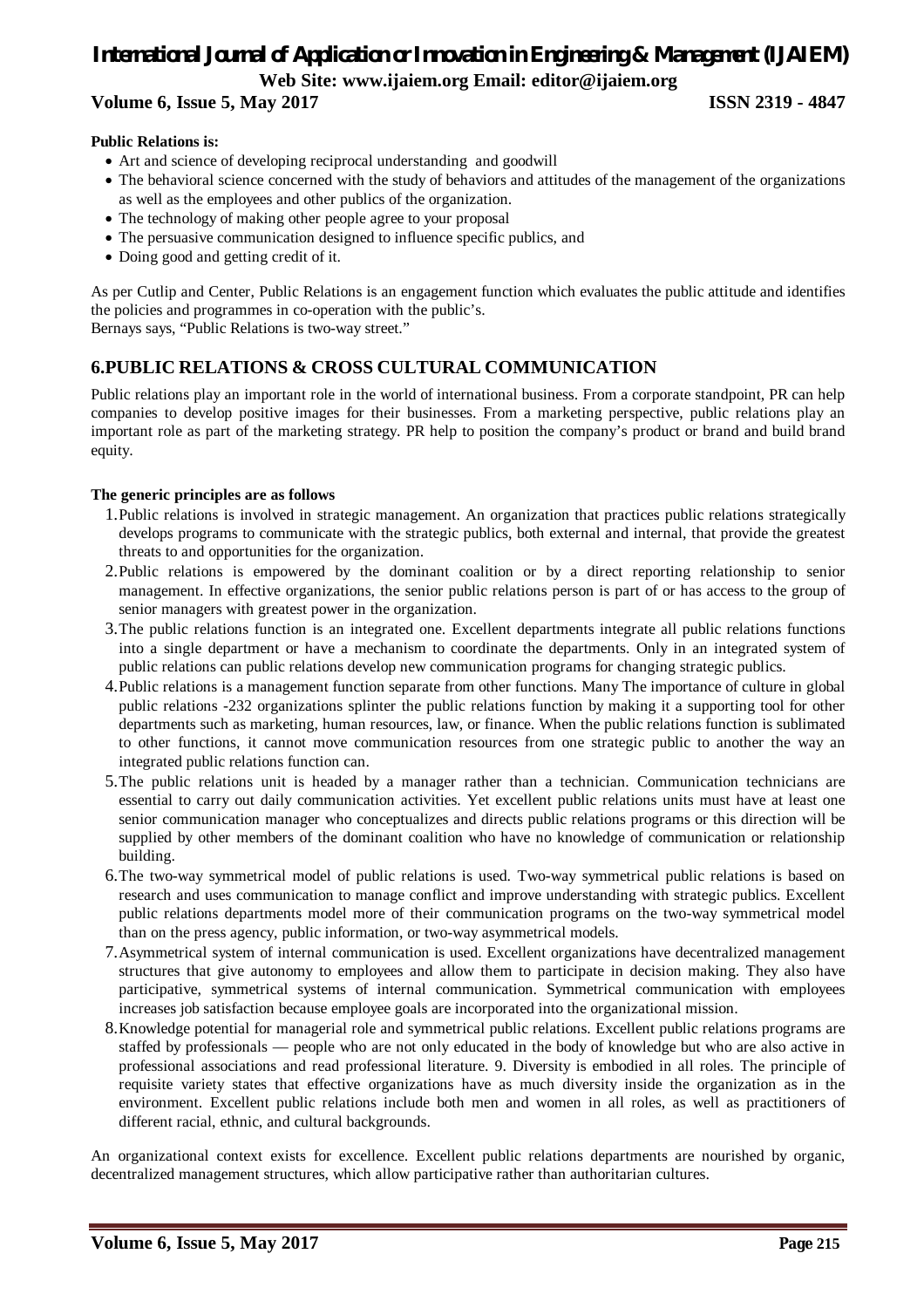**Public Relations is:**

- Art and science of developing reciprocal understanding and goodwill
- The behavioral science concerned with the study of behaviors and attitudes of the management of the organizations as well as the employees and other publics of the organization.
- The technology of making other people agree to your proposal
- The persuasive communication designed to influence specific publics, and
- Doing good and getting credit of it.

As per Cutlip and Center, Public Relations is an engagement function which evaluates the public attitude and identifies the policies and programmes in co-operation with the public's.
Bernays says, "Public Relations is two-way street."

## 6.PUBLIC RELATIONS & CROSS CULTURAL COMMUNICATION

Public relations play an important role in the world of international business. From a corporate standpoint, PR can help companies to develop positive images for their businesses. From a marketing perspective, public relations play an important role as part of the marketing strategy. PR help to position the company's product or brand and build brand equity.

**The generic principles are as follows**

1. Public relations is involved in strategic management. An organization that practices public relations strategically develops programs to communicate with the strategic publics, both external and internal, that provide the greatest threats to and opportunities for the organization.
2. Public relations is empowered by the dominant coalition or by a direct reporting relationship to senior management. In effective organizations, the senior public relations person is part of or has access to the group of senior managers with greatest power in the organization.
3. The public relations function is an integrated one. Excellent departments integrate all public relations functions into a single department or have a mechanism to coordinate the departments. Only in an integrated system of public relations can public relations develop new communication programs for changing strategic publics.
4. Public relations is a management function separate from other functions. Many The importance of culture in global public relations -232 organizations splinter the public relations function by making it a supporting tool for other departments such as marketing, human resources, law, or finance. When the public relations function is sublimated to other functions, it cannot move communication resources from one strategic public to another the way an integrated public relations function can.
5. The public relations unit is headed by a manager rather than a technician. Communication technicians are essential to carry out daily communication activities. Yet excellent public relations units must have at least one senior communication manager who conceptualizes and directs public relations programs or this direction will be supplied by other members of the dominant coalition who have no knowledge of communication or relationship building.
6. The two-way symmetrical model of public relations is used. Two-way symmetrical public relations is based on research and uses communication to manage conflict and improve understanding with strategic publics. Excellent public relations departments model more of their communication programs on the two-way symmetrical model than on the press agency, public information, or two-way asymmetrical models.
7. Asymmetrical system of internal communication is used. Excellent organizations have decentralized management structures that give autonomy to employees and allow them to participate in decision making. They also have participative, symmetrical systems of internal communication. Symmetrical communication with employees increases job satisfaction because employee goals are incorporated into the organizational mission.
8. Knowledge potential for managerial role and symmetrical public relations. Excellent public relations programs are staffed by professionals — people who are not only educated in the body of knowledge but who are also active in professional associations and read professional literature. 9. Diversity is embodied in all roles. The principle of requisite variety states that effective organizations have as much diversity inside the organization as in the environment. Excellent public relations include both men and women in all roles, as well as practitioners of different racial, ethnic, and cultural backgrounds.

An organizational context exists for excellence. Excellent public relations departments are nourished by organic, decentralized management structures, which allow participative rather than authoritarian cultures.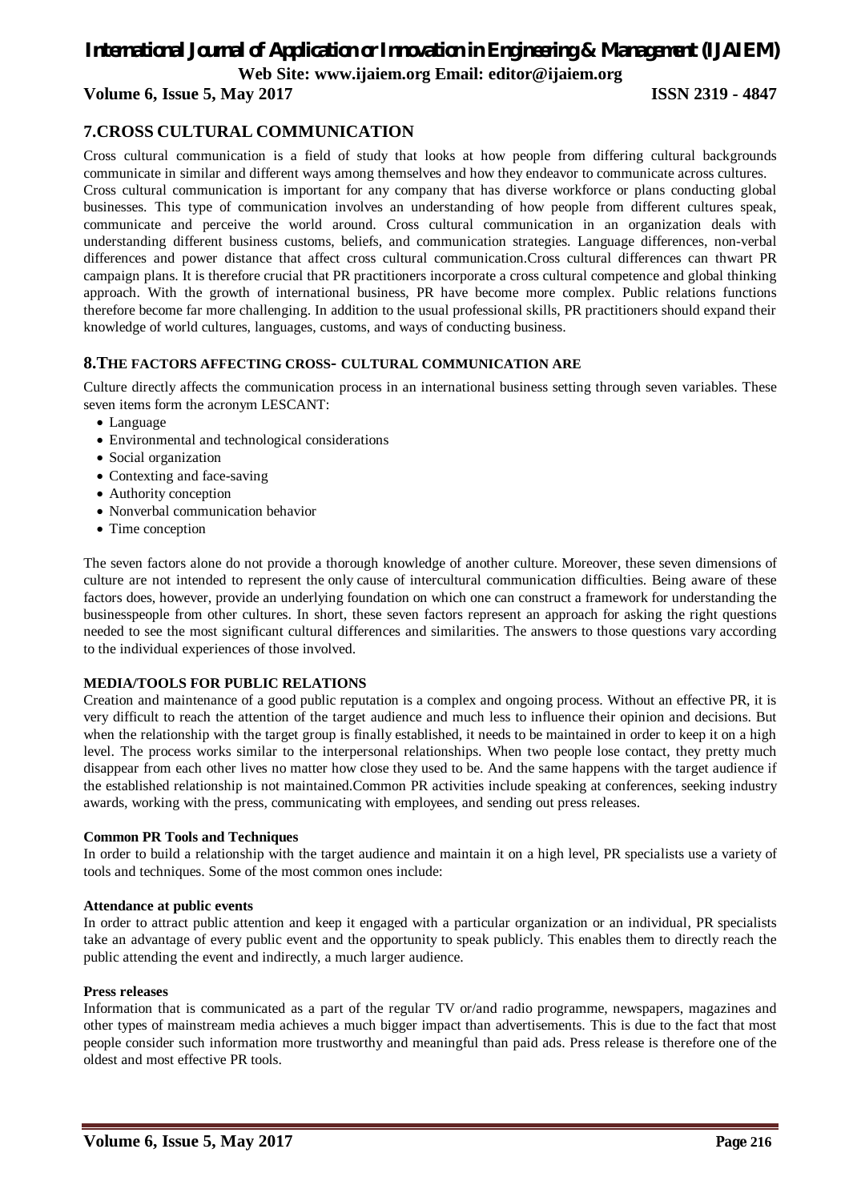## 7.CROSS CULTURAL COMMUNICATION

Cross cultural communication is a field of study that looks at how people from differing cultural backgrounds communicate in similar and different ways among themselves and how they endeavor to communicate across cultures. Cross cultural communication is important for any company that has diverse workforce or plans conducting global businesses. This type of communication involves an understanding of how people from different cultures speak, communicate and perceive the world around. Cross cultural communication in an organization deals with understanding different business customs, beliefs, and communication strategies. Language differences, non-verbal differences and power distance that affect cross cultural communication.Cross cultural differences can thwart PR campaign plans. It is therefore crucial that PR practitioners incorporate a cross cultural competence and global thinking approach. With the growth of international business, PR have become more complex. Public relations functions therefore become far more challenging. In addition to the usual professional skills, PR practitioners should expand their knowledge of world cultures, languages, customs, and ways of conducting business.

## 8.THE FACTORS AFFECTING CROSS- CULTURAL COMMUNICATION ARE

Culture directly affects the communication process in an international business setting through seven variables. These seven items form the acronym LESCANT:

- Language
- Environmental and technological considerations
- Social organization
- Contexting and face-saving
- Authority conception
- Nonverbal communication behavior
- Time conception

The seven factors alone do not provide a thorough knowledge of another culture. Moreover, these seven dimensions of culture are not intended to represent the only cause of intercultural communication difficulties. Being aware of these factors does, however, provide an underlying foundation on which one can construct a framework for understanding the businesspeople from other cultures. In short, these seven factors represent an approach for asking the right questions needed to see the most significant cultural differences and similarities. The answers to those questions vary according to the individual experiences of those involved.

**MEDIA/TOOLS FOR PUBLIC RELATIONS**

Creation and maintenance of a good public reputation is a complex and ongoing process. Without an effective PR, it is very difficult to reach the attention of the target audience and much less to influence their opinion and decisions. But when the relationship with the target group is finally established, it needs to be maintained in order to keep it on a high level. The process works similar to the interpersonal relationships. When two people lose contact, they pretty much disappear from each other lives no matter how close they used to be. And the same happens with the target audience if the established relationship is not maintained.Common PR activities include speaking at conferences, seeking industry awards, working with the press, communicating with employees, and sending out press releases.

**Common PR Tools and Techniques**

In order to build a relationship with the target audience and maintain it on a high level, PR specialists use a variety of tools and techniques. Some of the most common ones include:

**Attendance at public events**

In order to attract public attention and keep it engaged with a particular organization or an individual, PR specialists take an advantage of every public event and the opportunity to speak publicly. This enables them to directly reach the public attending the event and indirectly, a much larger audience.

**Press releases**

Information that is communicated as a part of the regular TV or/and radio programme, newspapers, magazines and other types of mainstream media achieves a much bigger impact than advertisements. This is due to the fact that most people consider such information more trustworthy and meaningful than paid ads. Press release is therefore one of the oldest and most effective PR tools.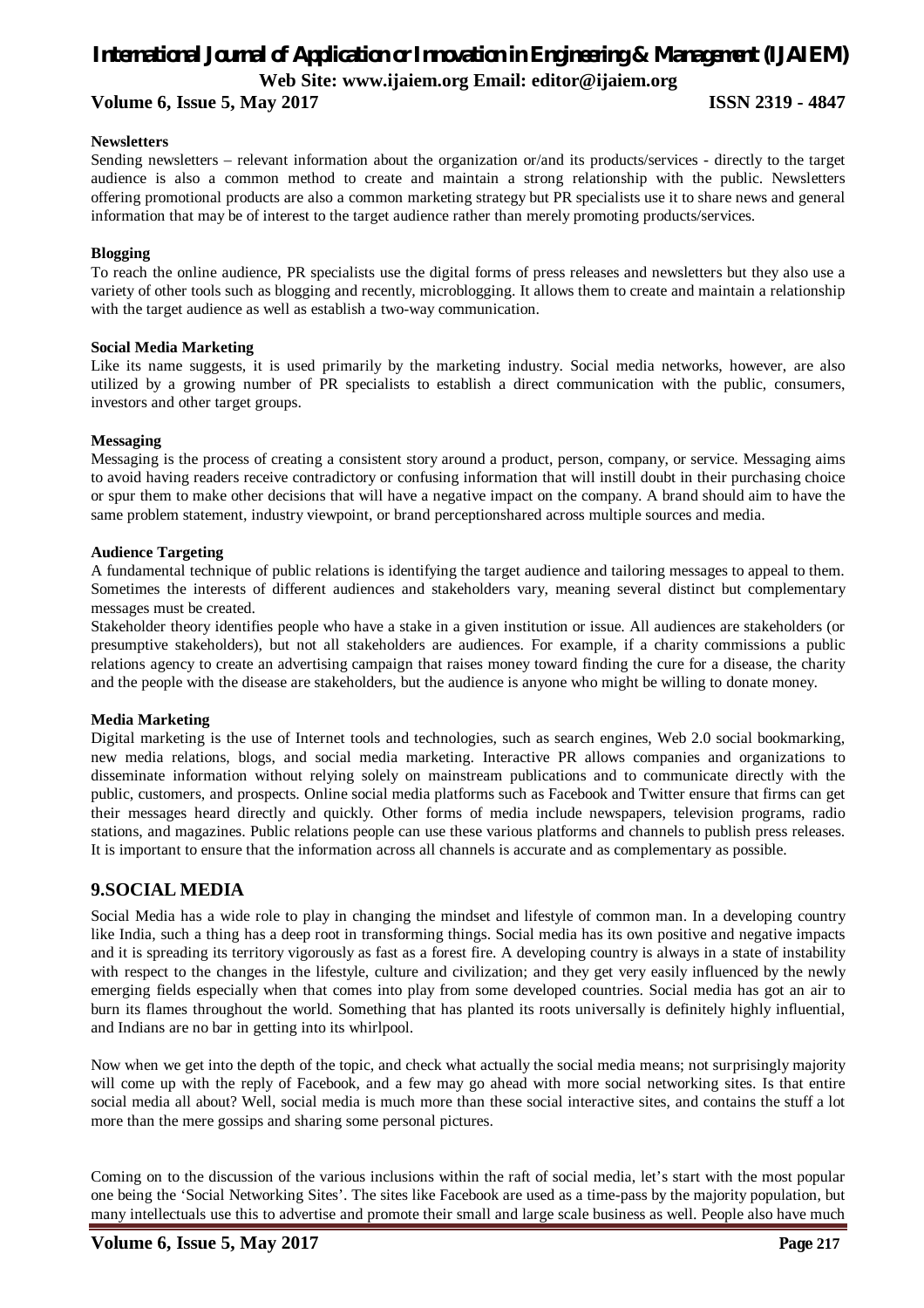**Newsletters**

Sending newsletters – relevant information about the organization or/and its products/services - directly to the target audience is also a common method to create and maintain a strong relationship with the public. Newsletters offering promotional products are also a common marketing strategy but PR specialists use it to share news and general information that may be of interest to the target audience rather than merely promoting products/services.

**Blogging**

To reach the online audience, PR specialists use the digital forms of press releases and newsletters but they also use a variety of other tools such as blogging and recently, microblogging. It allows them to create and maintain a relationship with the target audience as well as establish a two-way communication.

**Social Media Marketing**

Like its name suggests, it is used primarily by the marketing industry. Social media networks, however, are also utilized by a growing number of PR specialists to establish a direct communication with the public, consumers, investors and other target groups.

**Messaging**

Messaging is the process of creating a consistent story around a product, person, company, or service. Messaging aims to avoid having readers receive contradictory or confusing information that will instill doubt in their purchasing choice or spur them to make other decisions that will have a negative impact on the company. A brand should aim to have the same problem statement, industry viewpoint, or brand perceptionshared across multiple sources and media.

**Audience Targeting**

A fundamental technique of public relations is identifying the target audience and tailoring messages to appeal to them. Sometimes the interests of different audiences and stakeholders vary, meaning several distinct but complementary messages must be created.

Stakeholder theory identifies people who have a stake in a given institution or issue. All audiences are stakeholders (or presumptive stakeholders), but not all stakeholders are audiences. For example, if a charity commissions a public relations agency to create an advertising campaign that raises money toward finding the cure for a disease, the charity and the people with the disease are stakeholders, but the audience is anyone who might be willing to donate money.

**Media Marketing**

Digital marketing is the use of Internet tools and technologies, such as search engines, Web 2.0 social bookmarking, new media relations, blogs, and social media marketing. Interactive PR allows companies and organizations to disseminate information without relying solely on mainstream publications and to communicate directly with the public, customers, and prospects. Online social media platforms such as Facebook and Twitter ensure that firms can get their messages heard directly and quickly. Other forms of media include newspapers, television programs, radio stations, and magazines. Public relations people can use these various platforms and channels to publish press releases. It is important to ensure that the information across all channels is accurate and as complementary as possible.

## 9.SOCIAL MEDIA

Social Media has a wide role to play in changing the mindset and lifestyle of common man. In a developing country like India, such a thing has a deep root in transforming things. Social media has its own positive and negative impacts and it is spreading its territory vigorously as fast as a forest fire. A developing country is always in a state of instability with respect to the changes in the lifestyle, culture and civilization; and they get very easily influenced by the newly emerging fields especially when that comes into play from some developed countries. Social media has got an air to burn its flames throughout the world. Something that has planted its roots universally is definitely highly influential, and Indians are no bar in getting into its whirlpool.

Now when we get into the depth of the topic, and check what actually the social media means; not surprisingly majority will come up with the reply of Facebook, and a few may go ahead with more social networking sites. Is that entire social media all about? Well, social media is much more than these social interactive sites, and contains the stuff a lot more than the mere gossips and sharing some personal pictures.

Coming on to the discussion of the various inclusions within the raft of social media, let's start with the most popular one being the 'Social Networking Sites'. The sites like Facebook are used as a time-pass by the majority population, but many intellectuals use this to advertise and promote their small and large scale business as well. People also have much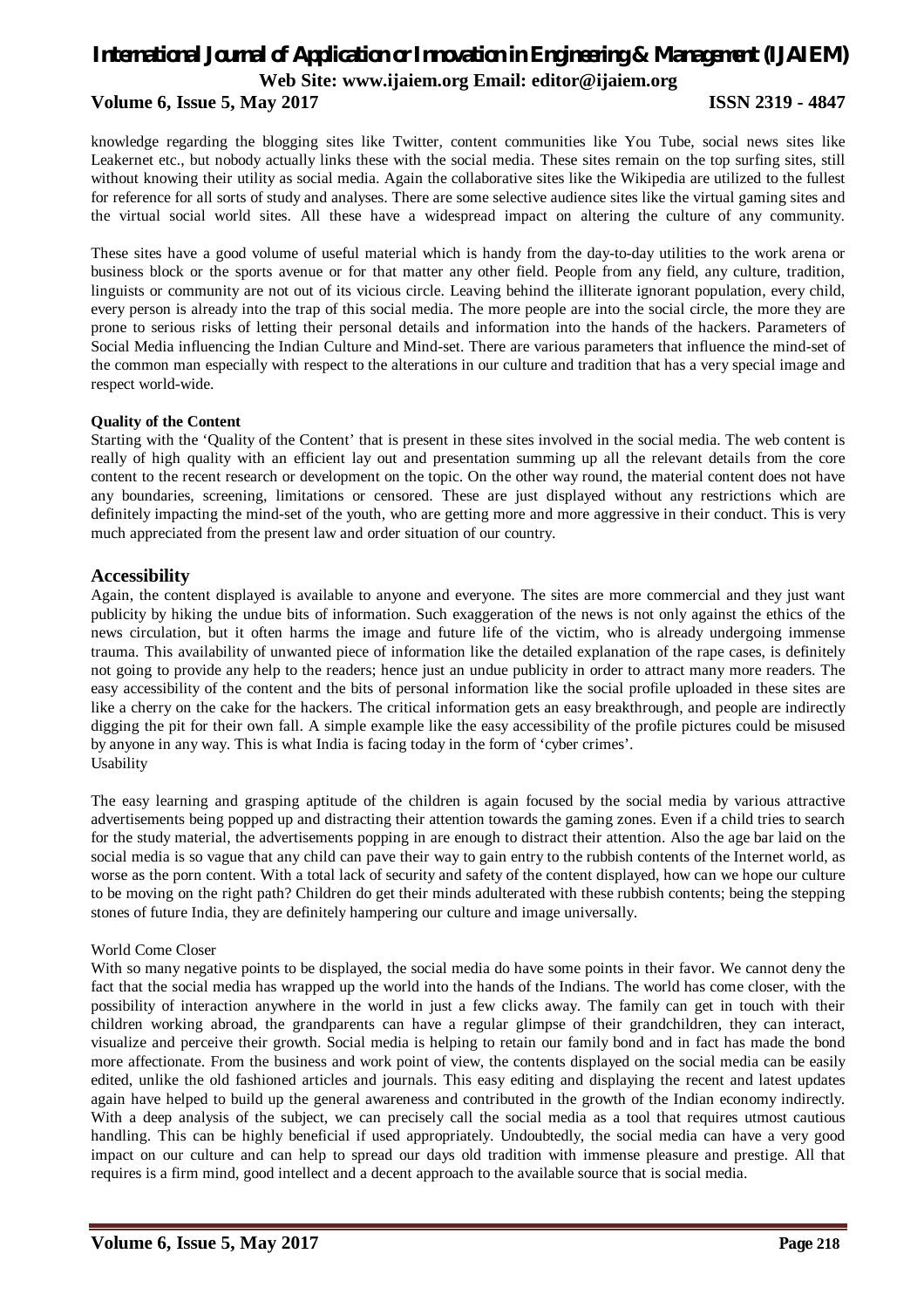knowledge regarding the blogging sites like Twitter, content communities like You Tube, social news sites like Leakernet etc., but nobody actually links these with the social media. These sites remain on the top surfing sites, still without knowing their utility as social media. Again the collaborative sites like the Wikipedia are utilized to the fullest for reference for all sorts of study and analyses. There are some selective audience sites like the virtual gaming sites and the virtual social world sites. All these have a widespread impact on altering the culture of any community.

These sites have a good volume of useful material which is handy from the day-to-day utilities to the work arena or business block or the sports avenue or for that matter any other field. People from any field, any culture, tradition, linguists or community are not out of its vicious circle. Leaving behind the illiterate ignorant population, every child, every person is already into the trap of this social media. The more people are into the social circle, the more they are prone to serious risks of letting their personal details and information into the hands of the hackers. Parameters of Social Media influencing the Indian Culture and Mind-set. There are various parameters that influence the mind-set of the common man especially with respect to the alterations in our culture and tradition that has a very special image and respect world-wide.

**Quality of the Content**

Starting with the 'Quality of the Content' that is present in these sites involved in the social media. The web content is really of high quality with an efficient lay out and presentation summing up all the relevant details from the core content to the recent research or development on the topic. On the other way round, the material content does not have any boundaries, screening, limitations or censored. These are just displayed without any restrictions which are definitely impacting the mind-set of the youth, who are getting more and more aggressive in their conduct. This is very much appreciated from the present law and order situation of our country.

## Accessibility

Again, the content displayed is available to anyone and everyone. The sites are more commercial and they just want publicity by hiking the undue bits of information. Such exaggeration of the news is not only against the ethics of the news circulation, but it often harms the image and future life of the victim, who is already undergoing immense trauma. This availability of unwanted piece of information like the detailed explanation of the rape cases, is definitely not going to provide any help to the readers; hence just an undue publicity in order to attract many more readers. The easy accessibility of the content and the bits of personal information like the social profile uploaded in these sites are like a cherry on the cake for the hackers. The critical information gets an easy breakthrough, and people are indirectly digging the pit for their own fall. A simple example like the easy accessibility of the profile pictures could be misused by anyone in any way. This is what India is facing today in the form of 'cyber crimes'.

Usability

The easy learning and grasping aptitude of the children is again focused by the social media by various attractive advertisements being popped up and distracting their attention towards the gaming zones. Even if a child tries to search for the study material, the advertisements popping in are enough to distract their attention. Also the age bar laid on the social media is so vague that any child can pave their way to gain entry to the rubbish contents of the Internet world, as worse as the porn content. With a total lack of security and safety of the content displayed, how can we hope our culture to be moving on the right path? Children do get their minds adulterated with these rubbish contents; being the stepping stones of future India, they are definitely hampering our culture and image universally.

World Come Closer

With so many negative points to be displayed, the social media do have some points in their favor. We cannot deny the fact that the social media has wrapped up the world into the hands of the Indians. The world has come closer, with the possibility of interaction anywhere in the world in just a few clicks away. The family can get in touch with their children working abroad, the grandparents can have a regular glimpse of their grandchildren, they can interact, visualize and perceive their growth. Social media is helping to retain our family bond and in fact has made the bond more affectionate. From the business and work point of view, the contents displayed on the social media can be easily edited, unlike the old fashioned articles and journals. This easy editing and displaying the recent and latest updates again have helped to build up the general awareness and contributed in the growth of the Indian economy indirectly. With a deep analysis of the subject, we can precisely call the social media as a tool that requires utmost cautious handling. This can be highly beneficial if used appropriately. Undoubtedly, the social media can have a very good impact on our culture and can help to spread our days old tradition with immense pleasure and prestige. All that requires is a firm mind, good intellect and a decent approach to the available source that is social media.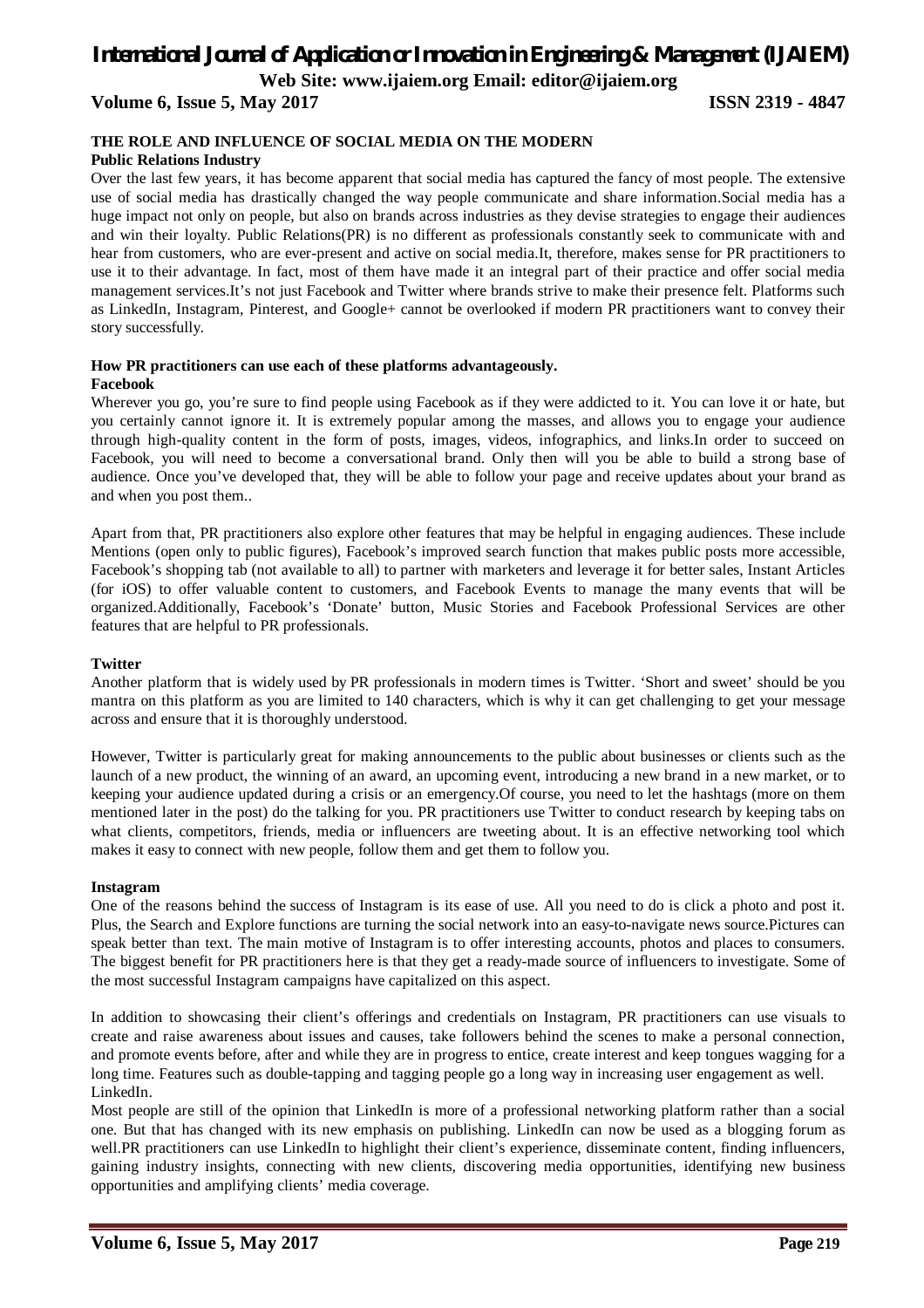## THE ROLE AND INFLUENCE OF SOCIAL MEDIA ON THE MODERN

**Public Relations Industry**

Over the last few years, it has become apparent that social media has captured the fancy of most people. The extensive use of social media has drastically changed the way people communicate and share information.Social media has a huge impact not only on people, but also on brands across industries as they devise strategies to engage their audiences and win their loyalty. Public Relations(PR) is no different as professionals constantly seek to communicate with and hear from customers, who are ever-present and active on social media.It, therefore, makes sense for PR practitioners to use it to their advantage. In fact, most of them have made it an integral part of their practice and offer social media management services.It's not just Facebook and Twitter where brands strive to make their presence felt. Platforms such as LinkedIn, Instagram, Pinterest, and Google+ cannot be overlooked if modern PR practitioners want to convey their story successfully.

### How PR practitioners can use each of these platforms advantageously.

**Facebook**

Wherever you go, you're sure to find people using Facebook as if they were addicted to it. You can love it or hate, but you certainly cannot ignore it. It is extremely popular among the masses, and allows you to engage your audience through high-quality content in the form of posts, images, videos, infographics, and links.In order to succeed on Facebook, you will need to become a conversational brand. Only then will you be able to build a strong base of audience. Once you've developed that, they will be able to follow your page and receive updates about your brand as and when you post them..

Apart from that, PR practitioners also explore other features that may be helpful in engaging audiences. These include Mentions (open only to public figures), Facebook's improved search function that makes public posts more accessible, Facebook's shopping tab (not available to all) to partner with marketers and leverage it for better sales, Instant Articles (for iOS) to offer valuable content to customers, and Facebook Events to manage the many events that will be organized.Additionally, Facebook's 'Donate' button, Music Stories and Facebook Professional Services are other features that are helpful to PR professionals.

**Twitter**

Another platform that is widely used by PR professionals in modern times is Twitter. 'Short and sweet' should be you mantra on this platform as you are limited to 140 characters, which is why it can get challenging to get your message across and ensure that it is thoroughly understood.

However, Twitter is particularly great for making announcements to the public about businesses or clients such as the launch of a new product, the winning of an award, an upcoming event, introducing a new brand in a new market, or to keeping your audience updated during a crisis or an emergency.Of course, you need to let the hashtags (more on them mentioned later in the post) do the talking for you. PR practitioners use Twitter to conduct research by keeping tabs on what clients, competitors, friends, media or influencers are tweeting about. It is an effective networking tool which makes it easy to connect with new people, follow them and get them to follow you.

**Instagram**

One of the reasons behind the success of Instagram is its ease of use. All you need to do is click a photo and post it. Plus, the Search and Explore functions are turning the social network into an easy-to-navigate news source.Pictures can speak better than text. The main motive of Instagram is to offer interesting accounts, photos and places to consumers. The biggest benefit for PR practitioners here is that they get a ready-made source of influencers to investigate. Some of the most successful Instagram campaigns have capitalized on this aspect.

In addition to showcasing their client's offerings and credentials on Instagram, PR practitioners can use visuals to create and raise awareness about issues and causes, take followers behind the scenes to make a personal connection, and promote events before, after and while they are in progress to entice, create interest and keep tongues wagging for a long time. Features such as double-tapping and tagging people go a long way in increasing user engagement as well.
LinkedIn.

Most people are still of the opinion that LinkedIn is more of a professional networking platform rather than a social one. But that has changed with its new emphasis on publishing. LinkedIn can now be used as a blogging forum as well.PR practitioners can use LinkedIn to highlight their client's experience, disseminate content, finding influencers, gaining industry insights, connecting with new clients, discovering media opportunities, identifying new business opportunities and amplifying clients' media coverage.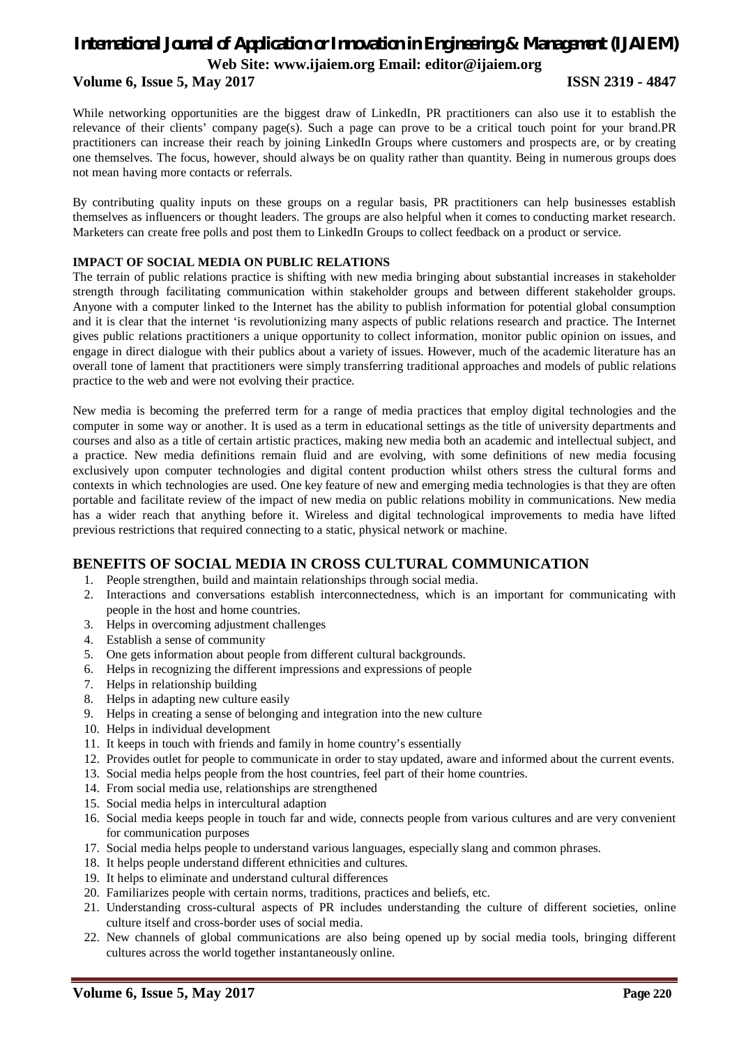While networking opportunities are the biggest draw of LinkedIn, PR practitioners can also use it to establish the relevance of their clients' company page(s). Such a page can prove to be a critical touch point for your brand.PR practitioners can increase their reach by joining LinkedIn Groups where customers and prospects are, or by creating one themselves. The focus, however, should always be on quality rather than quantity. Being in numerous groups does not mean having more contacts or referrals.

By contributing quality inputs on these groups on a regular basis, PR practitioners can help businesses establish themselves as influencers or thought leaders. The groups are also helpful when it comes to conducting market research. Marketers can create free polls and post them to LinkedIn Groups to collect feedback on a product or service.

### IMPACT OF SOCIAL MEDIA ON PUBLIC RELATIONS

The terrain of public relations practice is shifting with new media bringing about substantial increases in stakeholder strength through facilitating communication within stakeholder groups and between different stakeholder groups. Anyone with a computer linked to the Internet has the ability to publish information for potential global consumption and it is clear that the internet 'is revolutionizing many aspects of public relations research and practice. The Internet gives public relations practitioners a unique opportunity to collect information, monitor public opinion on issues, and engage in direct dialogue with their publics about a variety of issues. However, much of the academic literature has an overall tone of lament that practitioners were simply transferring traditional approaches and models of public relations practice to the web and were not evolving their practice.

New media is becoming the preferred term for a range of media practices that employ digital technologies and the computer in some way or another. It is used as a term in educational settings as the title of university departments and courses and also as a title of certain artistic practices, making new media both an academic and intellectual subject, and a practice. New media definitions remain fluid and are evolving, with some definitions of new media focusing exclusively upon computer technologies and digital content production whilst others stress the cultural forms and contexts in which technologies are used. One key feature of new and emerging media technologies is that they are often portable and facilitate review of the impact of new media on public relations mobility in communications. New media has a wider reach that anything before it. Wireless and digital technological improvements to media have lifted previous restrictions that required connecting to a static, physical network or machine.

## BENEFITS OF SOCIAL MEDIA IN CROSS CULTURAL COMMUNICATION

1. People strengthen, build and maintain relationships through social media.
2. Interactions and conversations establish interconnectedness, which is an important for communicating with people in the host and home countries.
3. Helps in overcoming adjustment challenges
4. Establish a sense of community
5. One gets information about people from different cultural backgrounds.
6. Helps in recognizing the different impressions and expressions of people
7. Helps in relationship building
8. Helps in adapting new culture easily
9. Helps in creating a sense of belonging and integration into the new culture
10. Helps in individual development
11. It keeps in touch with friends and family in home country's essentially
12. Provides outlet for people to communicate in order to stay updated, aware and informed about the current events.
13. Social media helps people from the host countries, feel part of their home countries.
14. From social media use, relationships are strengthened
15. Social media helps in intercultural adaption
16. Social media keeps people in touch far and wide, connects people from various cultures and are very convenient for communication purposes
17. Social media helps people to understand various languages, especially slang and common phrases.
18. It helps people understand different ethnicities and cultures.
19. It helps to eliminate and understand cultural differences
20. Familiarizes people with certain norms, traditions, practices and beliefs, etc.
21. Understanding cross-cultural aspects of PR includes understanding the culture of different societies, online culture itself and cross-border uses of social media.
22. New channels of global communications are also being opened up by social media tools, bringing different cultures across the world together instantaneously online.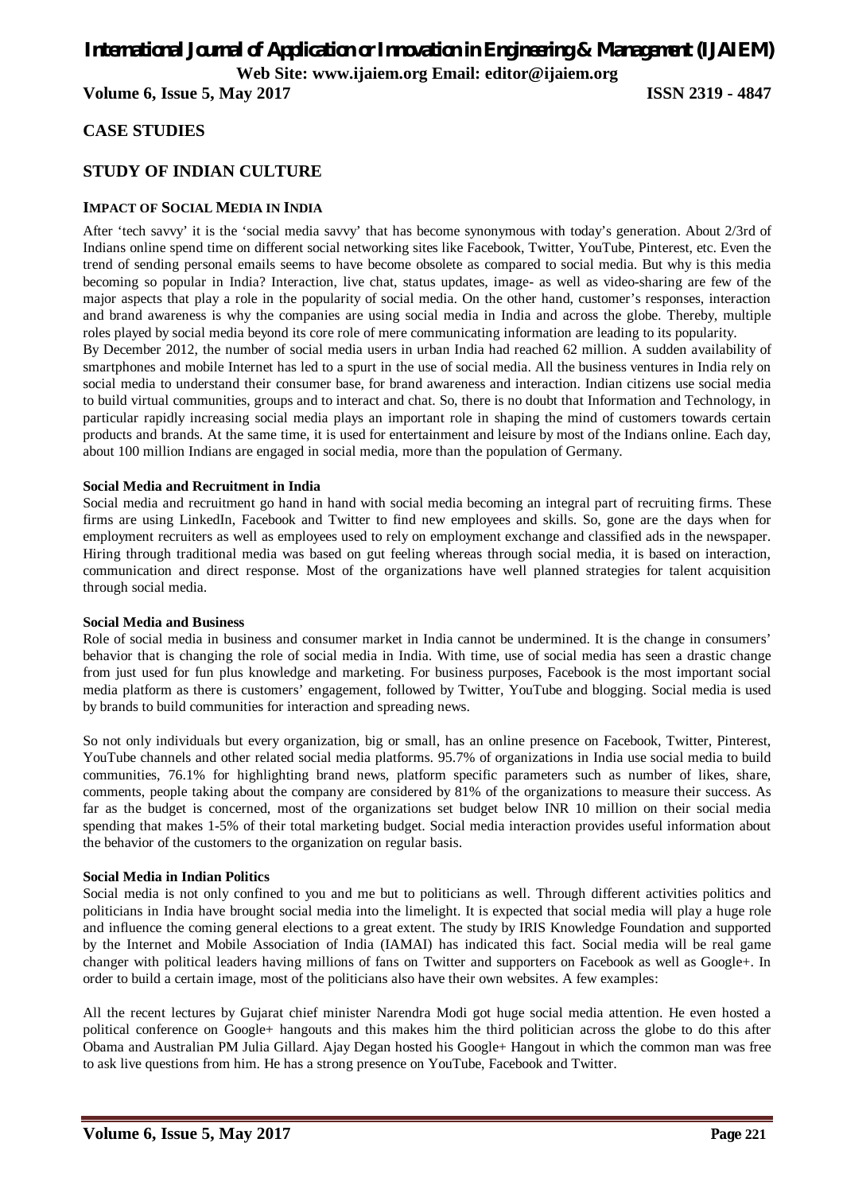## CASE STUDIES

## STUDY OF INDIAN CULTURE

### IMPACT OF SOCIAL MEDIA IN INDIA

After 'tech savvy' it is the 'social media savvy' that has become synonymous with today's generation. About 2/3rd of Indians online spend time on different social networking sites like Facebook, Twitter, YouTube, Pinterest, etc. Even the trend of sending personal emails seems to have become obsolete as compared to social media. But why is this media becoming so popular in India? Interaction, live chat, status updates, image- as well as video-sharing are few of the major aspects that play a role in the popularity of social media. On the other hand, customer's responses, interaction and brand awareness is why the companies are using social media in India and across the globe. Thereby, multiple roles played by social media beyond its core role of mere communicating information are leading to its popularity.

By December 2012, the number of social media users in urban India had reached 62 million. A sudden availability of smartphones and mobile Internet has led to a spurt in the use of social media. All the business ventures in India rely on social media to understand their consumer base, for brand awareness and interaction. Indian citizens use social media to build virtual communities, groups and to interact and chat. So, there is no doubt that Information and Technology, in particular rapidly increasing social media plays an important role in shaping the mind of customers towards certain products and brands. At the same time, it is used for entertainment and leisure by most of the Indians online. Each day, about 100 million Indians are engaged in social media, more than the population of Germany.

**Social Media and Recruitment in India**

Social media and recruitment go hand in hand with social media becoming an integral part of recruiting firms. These firms are using LinkedIn, Facebook and Twitter to find new employees and skills. So, gone are the days when for employment recruiters as well as employees used to rely on employment exchange and classified ads in the newspaper. Hiring through traditional media was based on gut feeling whereas through social media, it is based on interaction, communication and direct response. Most of the organizations have well planned strategies for talent acquisition through social media.

**Social Media and Business**

Role of social media in business and consumer market in India cannot be undermined. It is the change in consumers' behavior that is changing the role of social media in India. With time, use of social media has seen a drastic change from just used for fun plus knowledge and marketing. For business purposes, Facebook is the most important social media platform as there is customers' engagement, followed by Twitter, YouTube and blogging. Social media is used by brands to build communities for interaction and spreading news.

So not only individuals but every organization, big or small, has an online presence on Facebook, Twitter, Pinterest, YouTube channels and other related social media platforms. 95.7% of organizations in India use social media to build communities, 76.1% for highlighting brand news, platform specific parameters such as number of likes, share, comments, people taking about the company are considered by 81% of the organizations to measure their success. As far as the budget is concerned, most of the organizations set budget below INR 10 million on their social media spending that makes 1-5% of their total marketing budget. Social media interaction provides useful information about the behavior of the customers to the organization on regular basis.

**Social Media in Indian Politics**

Social media is not only confined to you and me but to politicians as well. Through different activities politics and politicians in India have brought social media into the limelight. It is expected that social media will play a huge role and influence the coming general elections to a great extent. The study by IRIS Knowledge Foundation and supported by the Internet and Mobile Association of India (IAMAI) has indicated this fact. Social media will be real game changer with political leaders having millions of fans on Twitter and supporters on Facebook as well as Google+. In order to build a certain image, most of the politicians also have their own websites. A few examples:

All the recent lectures by Gujarat chief minister Narendra Modi got huge social media attention. He even hosted a political conference on Google+ hangouts and this makes him the third politician across the globe to do this after Obama and Australian PM Julia Gillard. Ajay Degan hosted his Google+ Hangout in which the common man was free to ask live questions from him. He has a strong presence on YouTube, Facebook and Twitter.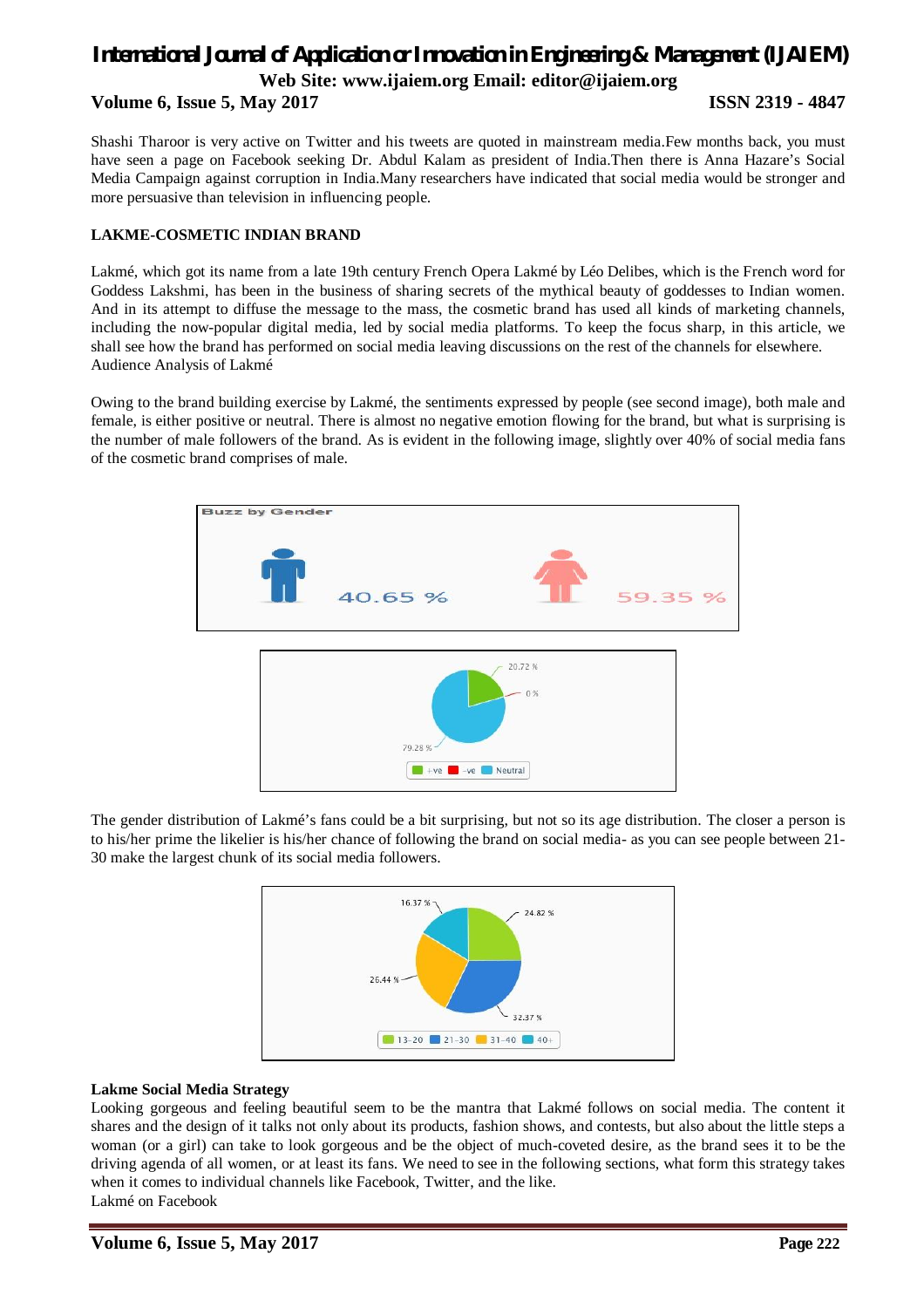Shashi Tharoor is very active on Twitter and his tweets are quoted in mainstream media.Few months back, you must have seen a page on Facebook seeking Dr. Abdul Kalam as president of India.Then there is Anna Hazare's Social Media Campaign against corruption in India.Many researchers have indicated that social media would be stronger and more persuasive than television in influencing people.

**LAKME-COSMETIC INDIAN BRAND**

Lakmé, which got its name from a late 19th century French Opera Lakmé by Léo Delibes, which is the French word for Goddess Lakshmi, has been in the business of sharing secrets of the mythical beauty of goddesses to Indian women. And in its attempt to diffuse the message to the mass, the cosmetic brand has used all kinds of marketing channels, including the now-popular digital media, led by social media platforms. To keep the focus sharp, in this article, we shall see how the brand has performed on social media leaving discussions on the rest of the channels for elsewhere.
Audience Analysis of Lakmé

Owing to the brand building exercise by Lakmé, the sentiments expressed by people (see second image), both male and female, is either positive or neutral. There is almost no negative emotion flowing for the brand, but what is surprising is the number of male followers of the brand. As is evident in the following image, slightly over 40% of social media fans of the cosmetic brand comprises of male.

Buzz by Gender

40.65 %    59.35 %

20.72 %
0 %
79.28 %
+ve  -ve  Neutral

The gender distribution of Lakmé's fans could be a bit surprising, but not so its age distribution. The closer a person is to his/her prime the likelier is his/her chance of following the brand on social media- as you can see people between 21-30 make the largest chunk of its social media followers.

16.37 %
24.82 %
26.44 %
32.37 %
13-20  21-30  31-40  40+

**Lakme Social Media Strategy**
Looking gorgeous and feeling beautiful seem to be the mantra that Lakmé follows on social media. The content it shares and the design of it talks not only about its products, fashion shows, and contests, but also about the little steps a woman (or a girl) can take to look gorgeous and be the object of much-coveted desire, as the brand sees it to be the driving agenda of all women, or at least its fans. We need to see in the following sections, what form this strategy takes when it comes to individual channels like Facebook, Twitter, and the like.
Lakmé on Facebook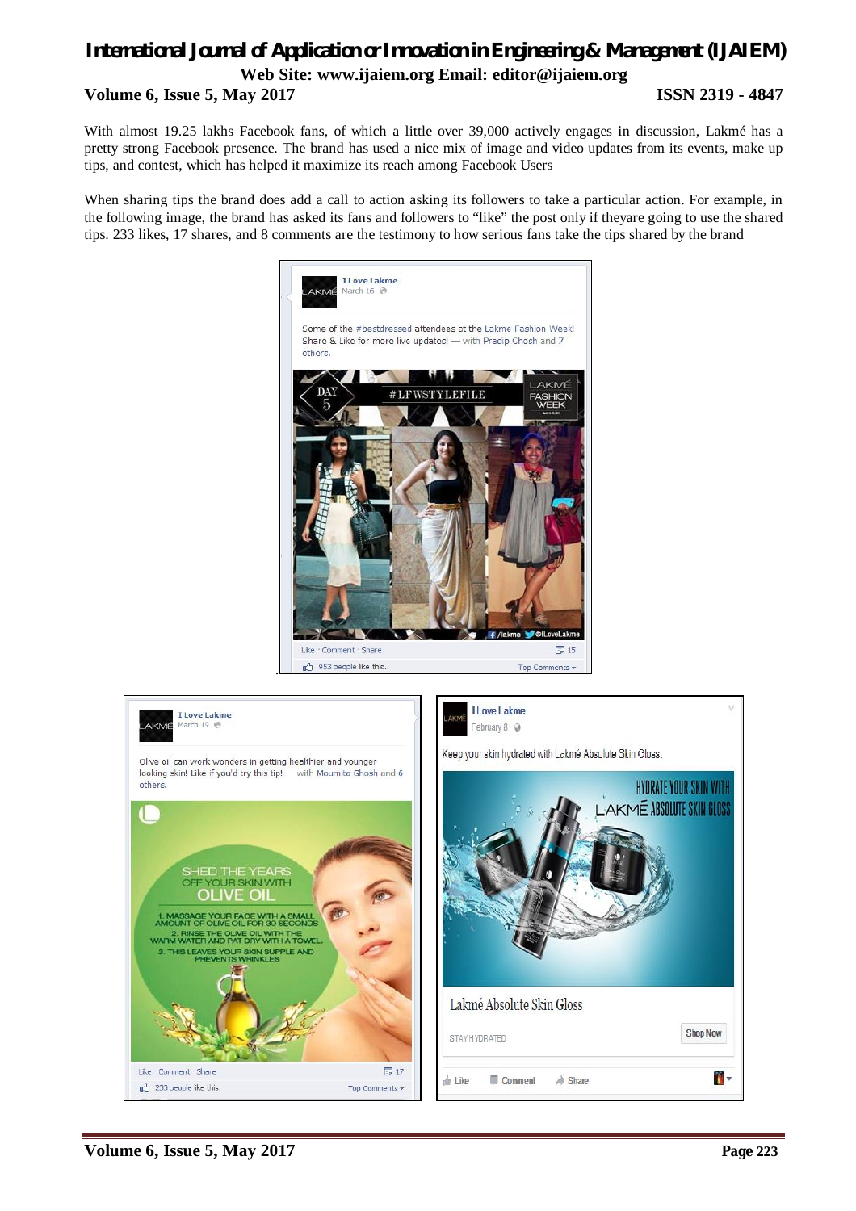With almost 19.25 lakhs Facebook fans, of which a little over 39,000 actively engages in discussion, Lakmé has a pretty strong Facebook presence. The brand has used a nice mix of image and video updates from its events, make up tips, and contest, which has helped it maximize its reach among Facebook Users

When sharing tips the brand does add a call to action asking its followers to take a particular action. For example, in the following image, the brand has asked its fans and followers to "like" the post only if theyare going to use the shared tips. 233 likes, 17 shares, and 8 comments are the testimony to how serious fans take the tips shared by the brand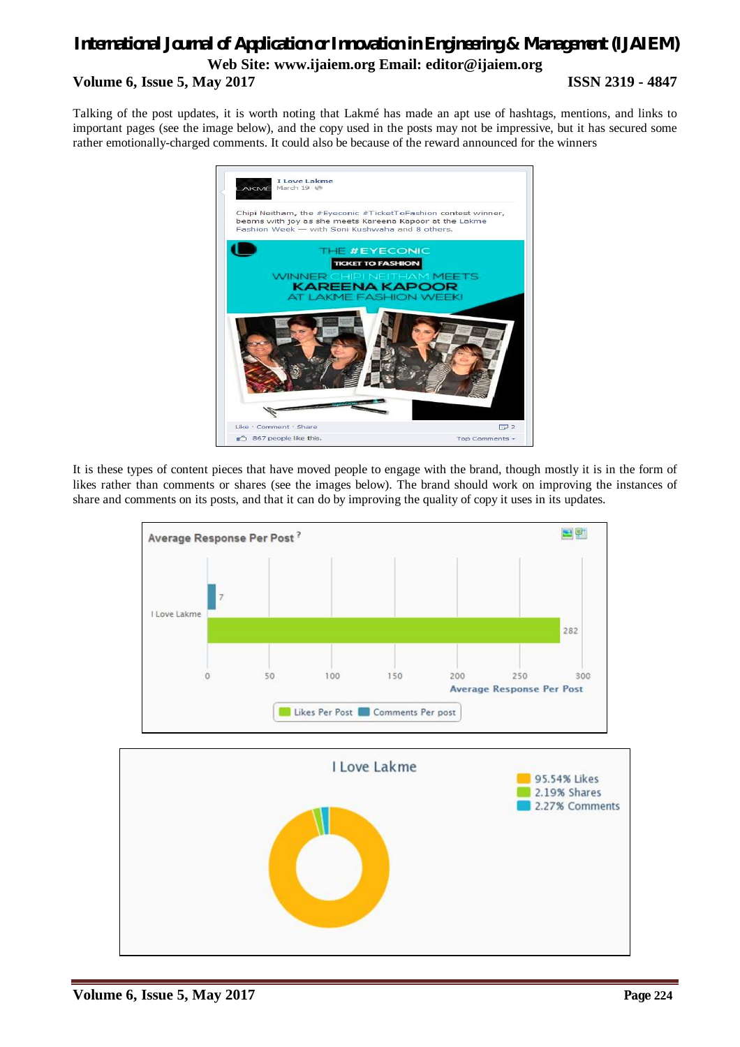Talking of the post updates, it is worth noting that Lakmé has made an apt use of hashtags, mentions, and links to important pages (see the image below), and the copy used in the posts may not be impressive, but it has secured some rather emotionally-charged comments. It could also be because of the reward announced for the winners

It is these types of content pieces that have moved people to engage with the brand, though mostly it is in the form of likes rather than comments or shares (see the images below). The brand should work on improving the instances of share and comments on its posts, and that it can do by improving the quality of copy it uses in its updates.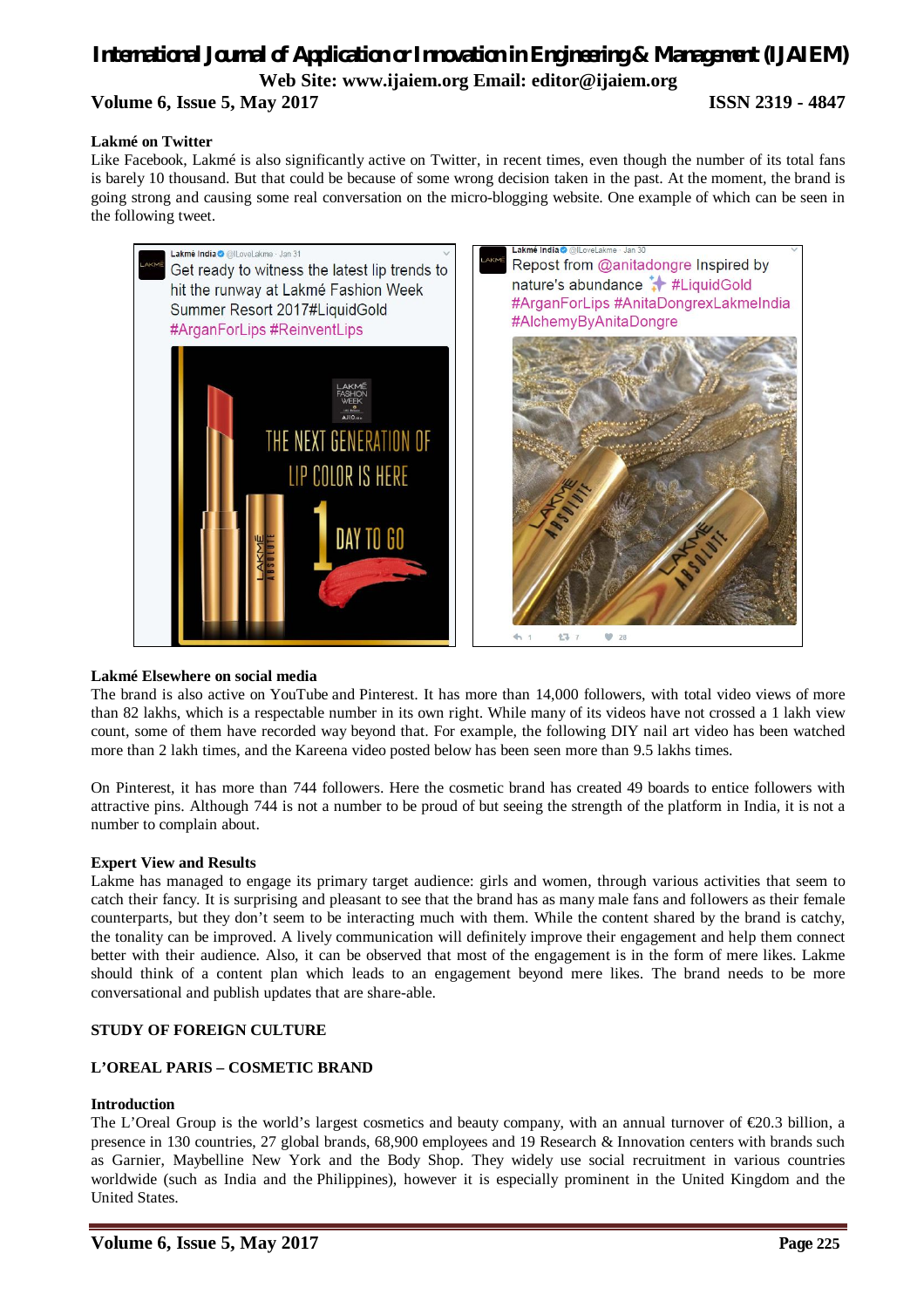**Lakmé on Twitter**

Like Facebook, Lakmé is also significantly active on Twitter, in recent times, even though the number of its total fans is barely 10 thousand. But that could be because of some wrong decision taken in the past. At the moment, the brand is going strong and causing some real conversation on the micro-blogging website. One example of which can be seen in the following tweet.

**Lakmé Elsewhere on social media**

The brand is also active on YouTube and Pinterest. It has more than 14,000 followers, with total video views of more than 82 lakhs, which is a respectable number in its own right. While many of its videos have not crossed a 1 lakh view count, some of them have recorded way beyond that. For example, the following DIY nail art video has been watched more than 2 lakh times, and the Kareena video posted below has been seen more than 9.5 lakhs times.

On Pinterest, it has more than 744 followers. Here the cosmetic brand has created 49 boards to entice followers with attractive pins. Although 744 is not a number to be proud of but seeing the strength of the platform in India, it is not a number to complain about.

**Expert View and Results**

Lakme has managed to engage its primary target audience: girls and women, through various activities that seem to catch their fancy. It is surprising and pleasant to see that the brand has as many male fans and followers as their female counterparts, but they don't seem to be interacting much with them. While the content shared by the brand is catchy, the tonality can be improved. A lively communication will definitely improve their engagement and help them connect better with their audience. Also, it can be observed that most of the engagement is in the form of mere likes. Lakme should think of a content plan which leads to an engagement beyond mere likes. The brand needs to be more conversational and publish updates that are share-able.

**STUDY OF FOREIGN CULTURE**

**L'OREAL PARIS – COSMETIC BRAND**

**Introduction**

The L'Oreal Group is the world's largest cosmetics and beauty company, with an annual turnover of €20.3 billion, a presence in 130 countries, 27 global brands, 68,900 employees and 19 Research & Innovation centers with brands such as Garnier, Maybelline New York and the Body Shop. They widely use social recruitment in various countries worldwide (such as India and the Philippines), however it is especially prominent in the United Kingdom and the United States.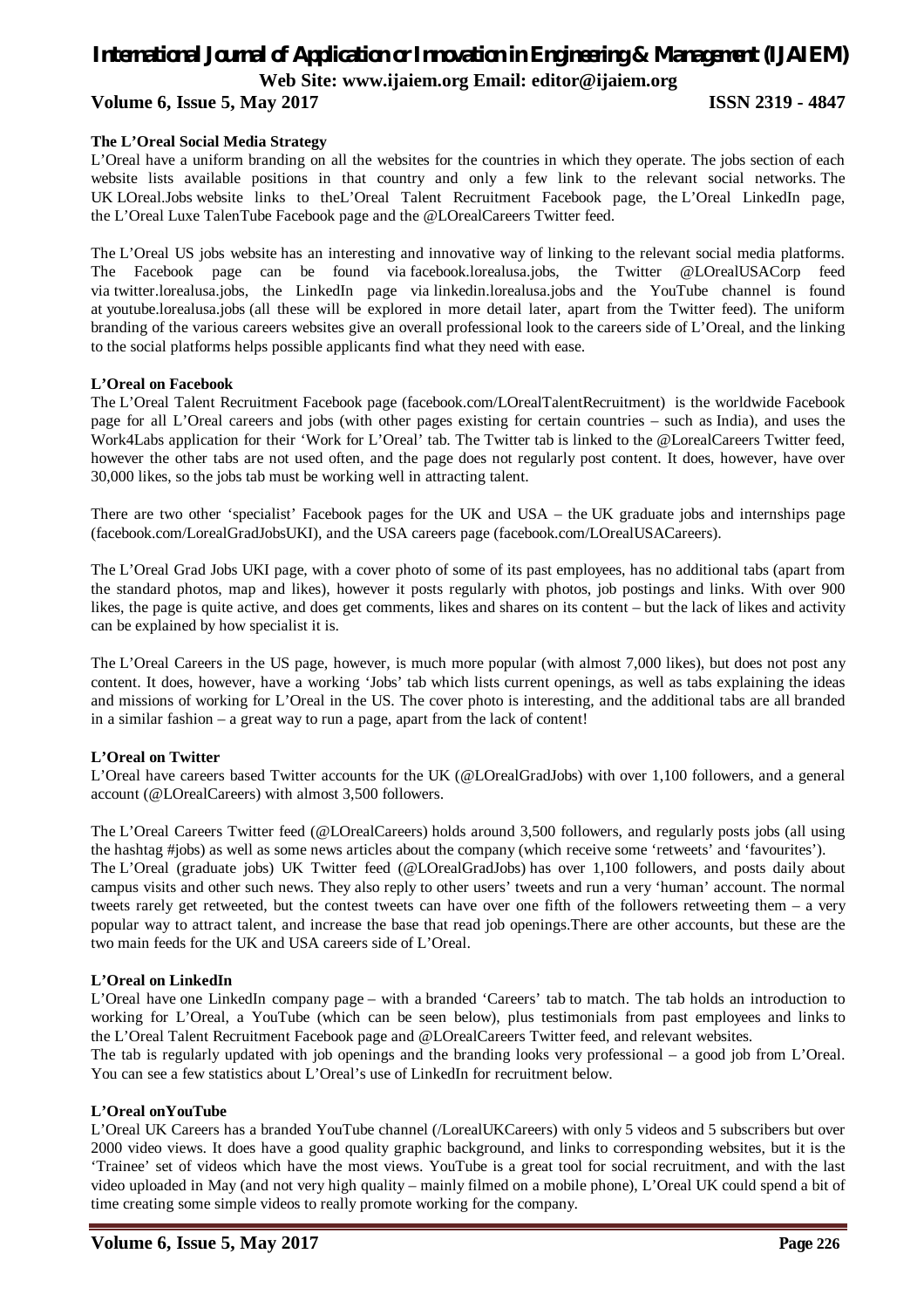**The L'Oreal Social Media Strategy**

L'Oreal have a uniform branding on all the websites for the countries in which they operate. The jobs section of each website lists available positions in that country and only a few link to the relevant social networks. The UK LOreal.Jobs website links to theL'Oreal Talent Recruitment Facebook page, the L'Oreal LinkedIn page, the L'Oreal Luxe TalenTube Facebook page and the @LOrealCareers Twitter feed.

The L'Oreal US jobs website has an interesting and innovative way of linking to the relevant social media platforms. The Facebook page can be found via facebook.lorealusa.jobs, the Twitter @LOrealUSACorp feed via twitter.lorealusa.jobs, the LinkedIn page via linkedin.lorealusa.jobs and the YouTube channel is found at youtube.lorealusa.jobs (all these will be explored in more detail later, apart from the Twitter feed). The uniform branding of the various careers websites give an overall professional look to the careers side of L'Oreal, and the linking to the social platforms helps possible applicants find what they need with ease.

**L'Oreal on Facebook**

The L'Oreal Talent Recruitment Facebook page (facebook.com/LOrealTalentRecruitment) is the worldwide Facebook page for all L'Oreal careers and jobs (with other pages existing for certain countries – such as India), and uses the Work4Labs application for their 'Work for L'Oreal' tab. The Twitter tab is linked to the @LorealCareers Twitter feed, however the other tabs are not used often, and the page does not regularly post content. It does, however, have over 30,000 likes, so the jobs tab must be working well in attracting talent.

There are two other 'specialist' Facebook pages for the UK and USA – the UK graduate jobs and internships page (facebook.com/LorealGradJobsUKI), and the USA careers page (facebook.com/LOrealUSACareers).

The L'Oreal Grad Jobs UKI page, with a cover photo of some of its past employees, has no additional tabs (apart from the standard photos, map and likes), however it posts regularly with photos, job postings and links. With over 900 likes, the page is quite active, and does get comments, likes and shares on its content – but the lack of likes and activity can be explained by how specialist it is.

The L'Oreal Careers in the US page, however, is much more popular (with almost 7,000 likes), but does not post any content. It does, however, have a working 'Jobs' tab which lists current openings, as well as tabs explaining the ideas and missions of working for L'Oreal in the US. The cover photo is interesting, and the additional tabs are all branded in a similar fashion – a great way to run a page, apart from the lack of content!

**L'Oreal on Twitter**

L'Oreal have careers based Twitter accounts for the UK (@LOrealGradJobs) with over 1,100 followers, and a general account (@LOrealCareers) with almost 3,500 followers.

The L'Oreal Careers Twitter feed (@LOrealCareers) holds around 3,500 followers, and regularly posts jobs (all using the hashtag #jobs) as well as some news articles about the company (which receive some 'retweets' and 'favourites').
The L'Oreal (graduate jobs) UK Twitter feed (@LOrealGradJobs) has over 1,100 followers, and posts daily about campus visits and other such news. They also reply to other users' tweets and run a very 'human' account. The normal tweets rarely get retweeted, but the contest tweets can have over one fifth of the followers retweeting them – a very popular way to attract talent, and increase the base that read job openings.There are other accounts, but these are the two main feeds for the UK and USA careers side of L'Oreal.

**L'Oreal on LinkedIn**

L'Oreal have one LinkedIn company page – with a branded 'Careers' tab to match. The tab holds an introduction to working for L'Oreal, a YouTube (which can be seen below), plus testimonials from past employees and links to the L'Oreal Talent Recruitment Facebook page and @LOrealCareers Twitter feed, and relevant websites.
The tab is regularly updated with job openings and the branding looks very professional – a good job from L'Oreal. You can see a few statistics about L'Oreal's use of LinkedIn for recruitment below.

**L'Oreal onYouTube**

L'Oreal UK Careers has a branded YouTube channel (/LorealUKCareers) with only 5 videos and 5 subscribers but over 2000 video views. It does have a good quality graphic background, and links to corresponding websites, but it is the 'Trainee' set of videos which have the most views. YouTube is a great tool for social recruitment, and with the last video uploaded in May (and not very high quality – mainly filmed on a mobile phone), L'Oreal UK could spend a bit of time creating some simple videos to really promote working for the company.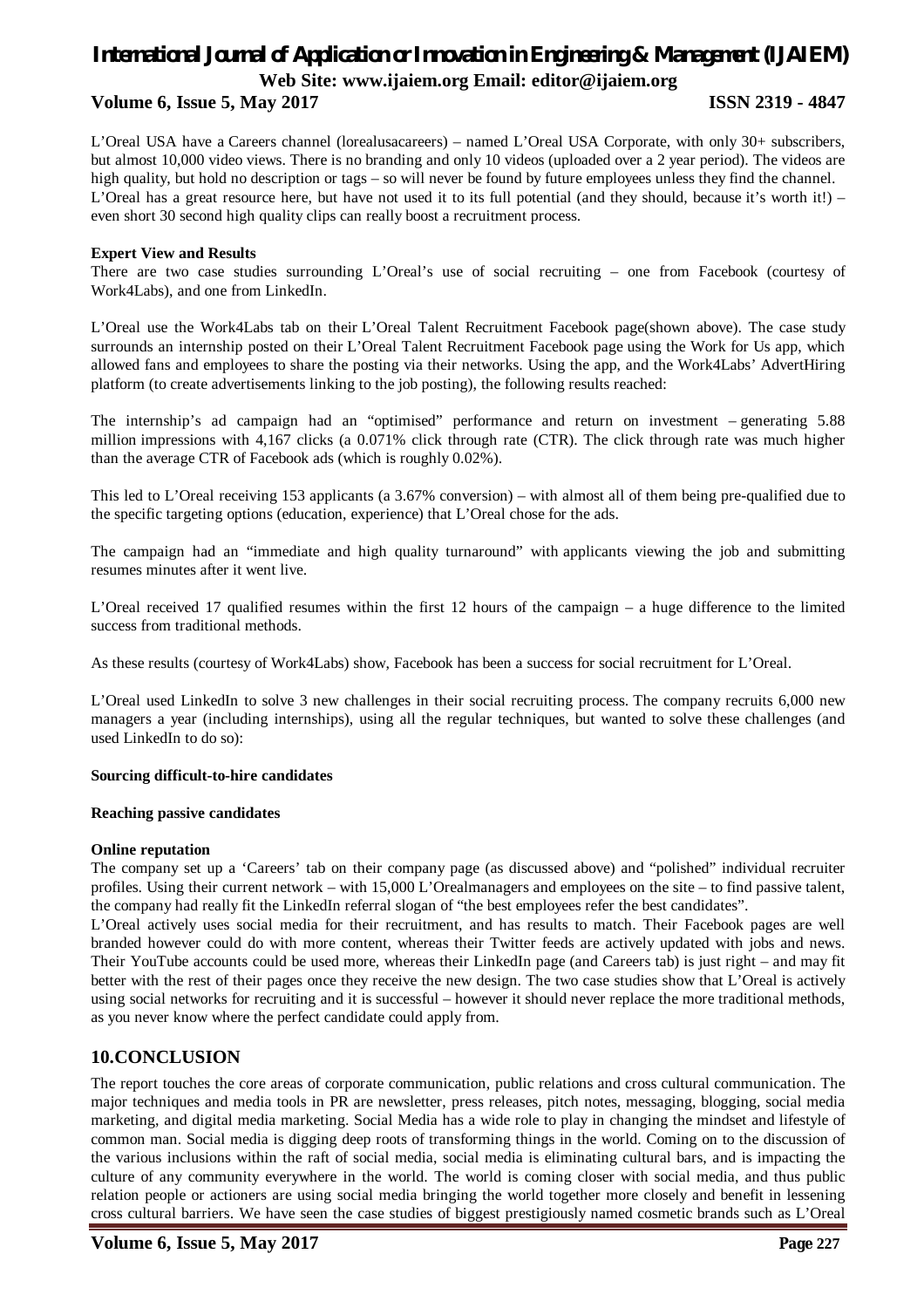L'Oreal USA have a Careers channel (lorealusacareers) – named L'Oreal USA Corporate, with only 30+ subscribers, but almost 10,000 video views. There is no branding and only 10 videos (uploaded over a 2 year period). The videos are high quality, but hold no description or tags – so will never be found by future employees unless they find the channel. L'Oreal has a great resource here, but have not used it to its full potential (and they should, because it's worth it!) – even short 30 second high quality clips can really boost a recruitment process.

**Expert View and Results**

There are two case studies surrounding L'Oreal's use of social recruiting – one from Facebook (courtesy of Work4Labs), and one from LinkedIn.

L'Oreal use the Work4Labs tab on their L'Oreal Talent Recruitment Facebook page(shown above). The case study surrounds an internship posted on their L'Oreal Talent Recruitment Facebook page using the Work for Us app, which allowed fans and employees to share the posting via their networks. Using the app, and the Work4Labs' AdvertHiring platform (to create advertisements linking to the job posting), the following results reached:

The internship's ad campaign had an "optimised" performance and return on investment – generating 5.88 million impressions with 4,167 clicks (a 0.071% click through rate (CTR). The click through rate was much higher than the average CTR of Facebook ads (which is roughly 0.02%).

This led to L'Oreal receiving 153 applicants (a 3.67% conversion) – with almost all of them being pre-qualified due to the specific targeting options (education, experience) that L'Oreal chose for the ads.

The campaign had an "immediate and high quality turnaround" with applicants viewing the job and submitting resumes minutes after it went live.

L'Oreal received 17 qualified resumes within the first 12 hours of the campaign – a huge difference to the limited success from traditional methods.

As these results (courtesy of Work4Labs) show, Facebook has been a success for social recruitment for L'Oreal.

L'Oreal used LinkedIn to solve 3 new challenges in their social recruiting process. The company recruits 6,000 new managers a year (including internships), using all the regular techniques, but wanted to solve these challenges (and used LinkedIn to do so):

**Sourcing difficult-to-hire candidates**

**Reaching passive candidates**

**Online reputation**

The company set up a 'Careers' tab on their company page (as discussed above) and "polished" individual recruiter profiles. Using their current network – with 15,000 L'Orealmanagers and employees on the site – to find passive talent, the company had really fit the LinkedIn referral slogan of "the best employees refer the best candidates".

L'Oreal actively uses social media for their recruitment, and has results to match. Their Facebook pages are well branded however could do with more content, whereas their Twitter feeds are actively updated with jobs and news. Their YouTube accounts could be used more, whereas their LinkedIn page (and Careers tab) is just right – and may fit better with the rest of their pages once they receive the new design. The two case studies show that L'Oreal is actively using social networks for recruiting and it is successful – however it should never replace the more traditional methods, as you never know where the perfect candidate could apply from.

## 10.CONCLUSION

The report touches the core areas of corporate communication, public relations and cross cultural communication. The major techniques and media tools in PR are newsletter, press releases, pitch notes, messaging, blogging, social media marketing, and digital media marketing. Social Media has a wide role to play in changing the mindset and lifestyle of common man. Social media is digging deep roots of transforming things in the world. Coming on to the discussion of the various inclusions within the raft of social media, social media is eliminating cultural bars, and is impacting the culture of any community everywhere in the world. The world is coming closer with social media, and thus public relation people or actioners are using social media bringing the world together more closely and benefit in lessening cross cultural barriers. We have seen the case studies of biggest prestigiously named cosmetic brands such as L'Oreal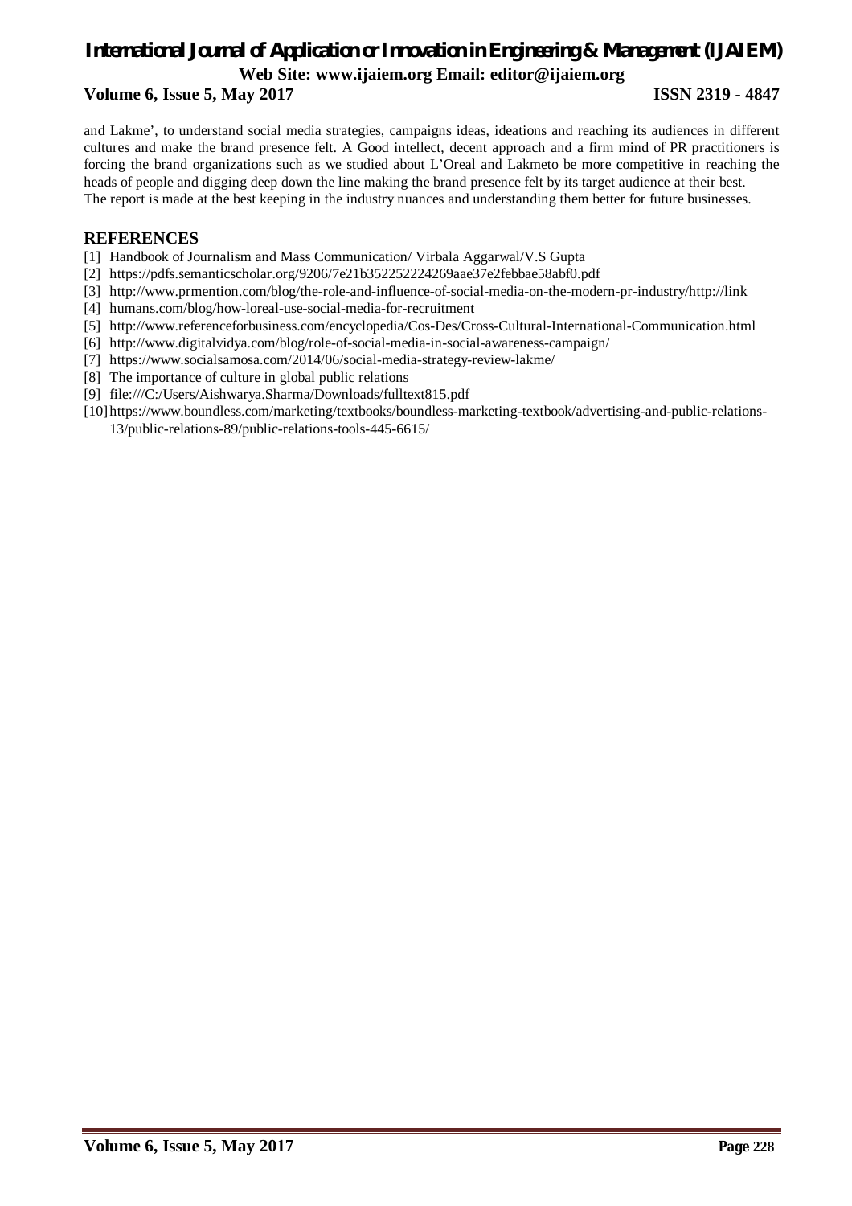and Lakme', to understand social media strategies, campaigns ideas, ideations and reaching its audiences in different cultures and make the brand presence felt. A Good intellect, decent approach and a firm mind of PR practitioners is forcing the brand organizations such as we studied about L'Oreal and Lakmeto be more competitive in reaching the heads of people and digging deep down the line making the brand presence felt by its target audience at their best.
The report is made at the best keeping in the industry nuances and understanding them better for future businesses.

## REFERENCES

[1] Handbook of Journalism and Mass Communication/ Virbala Aggarwal/V.S Gupta
[2] https://pdfs.semanticscholar.org/9206/7e21b352252224269aae37e2febbae58abf0.pdf
[3] http://www.prmention.com/blog/the-role-and-influence-of-social-media-on-the-modern-pr-industry/http://link
[4] humans.com/blog/how-loreal-use-social-media-for-recruitment
[5] http://www.referenceforbusiness.com/encyclopedia/Cos-Des/Cross-Cultural-International-Communication.html
[6] http://www.digitalvidya.com/blog/role-of-social-media-in-social-awareness-campaign/
[7] https://www.socialsamosa.com/2014/06/social-media-strategy-review-lakme/
[8] The importance of culture in global public relations
[9] file:///C:/Users/Aishwarya.Sharma/Downloads/fulltext815.pdf
[10] https://www.boundless.com/marketing/textbooks/boundless-marketing-textbook/advertising-and-public-relations-13/public-relations-89/public-relations-tools-445-6615/